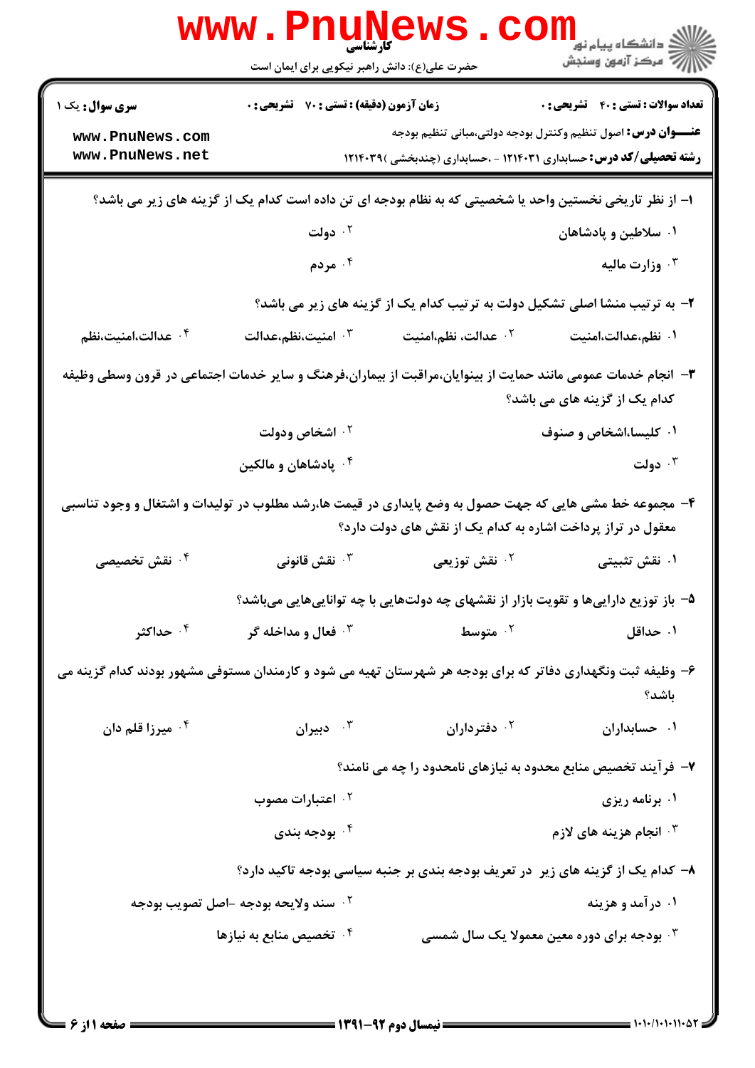کارشناسی

حضرت علی(ع): دانش راهبر نیکویی برای ایمان است

دانشگاه پیام نور
مرکز آزمون وسنجش

**سری سوال:** یک ۱ | **زمان آزمون (دقیقه) : تستی : ۷۰ تشریحی : ۰** | **تعداد سوالات : تستی : ۴۰ تشریحی : ۰**

**عنـــوان درس:** اصول تنظیم وکنترل بودجه دولتی،مبانی تنظیم بودجه

**رشته تحصیلی/کد درس:** حسابداری ۱۲۱۴۰۳۱ - ،حسابداری (چندبخشی )۱۲۱۴۰۳۹

۱- از نظر تاریخی نخستین واحد یا شخصیتی که به نظام بودجه ای تن داده است کدام یک از گزینه های زیر می باشد؟

۱. سلاطین و پادشاهان
۲. دولت
۳. وزارت مالیه
۴. مردم

۲- به ترتیب منشا اصلی تشکیل دولت به ترتیب کدام یک از گزینه های زیر می باشد؟

۱. نظم،عدالت،امنیت
۲. عدالت، نظم،امنیت
۳. امنیت،نظم،عدالت
۴. عدالت،امنیت،نظم

۳- انجام خدمات عمومی مانند حمایت از بینوایان،مراقبت از بیماران،فرهنگ و سایر خدمات اجتماعی در قرون وسطی وظیفه کدام یک از گزینه های می باشد؟

۱. کلیسا،اشخاص و صنوف
۲. اشخاص ودولت
۳. دولت
۴. پادشاهان و مالکین

۴- مجموعه خط مشی هایی که جهت حصول به وضع پایداری در قیمت ها،رشد مطلوب در تولیدات و اشتغال و وجود تناسبی معقول در تراز پرداخت اشاره به کدام یک از نقش های دولت دارد؟

۱. نقش تثبیتی
۲. نقش توزیعی
۳. نقش قانونی
۴. نقش تخصیصی

۵- باز توزیع دارایی‌ها و تقویت بازار از نقشهای چه دولت‌هایی با چه توانایی‌هایی می‌باشد؟

۱. حداقل
۲. متوسط
۳. فعال و مداخله گر
۴. حداکثر

۶- وظیفه ثبت ونگهداری دفاتر که برای بودجه هر شهرستان تهیه می شود و کارمندان مستوفی مشهور بودند کدام گزینه می باشد؟

۱. حسابداران
۲. دفترداران
۳. دبیران
۴. میرزا قلم دان

۷- فرآیند تخصیص منابع محدود به نیازهای نامحدود را چه می نامند؟

۱. برنامه ریزی
۲. اعتبارات مصوب
۳. انجام هزینه های لازم
۴. بودجه بندی

۸- کدام یک از گزینه های زیر در تعریف بودجه بندی بر جنبه سیاسی بودجه تاکید دارد؟

۱. درآمد و هزینه
۲. سند ولایحه بودجه -اصل تصویب بودجه
۳. بودجه برای دوره معین معمولا یک سال شمسی
۴. تخصیص منابع به نیازها

نیمسال دوم ۹۲-۱۳۹۱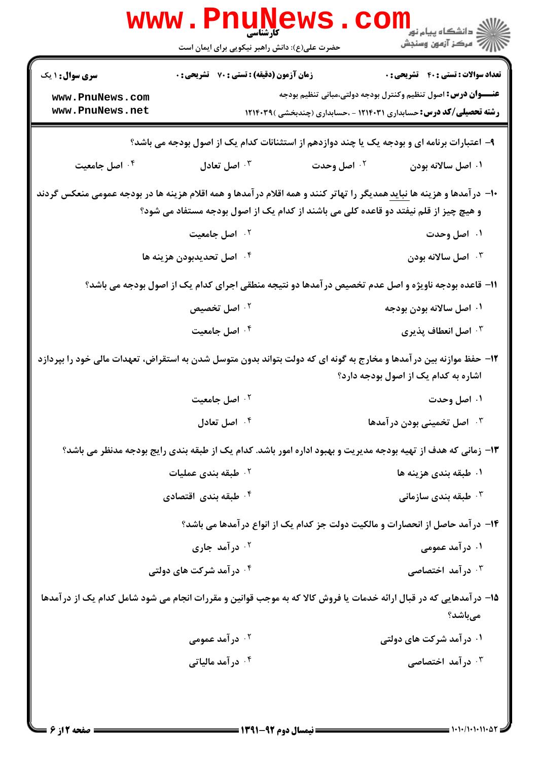۹- اعتبارات برنامه ای و بودجه یک یا چند دوازدهم از استثنائات کدام یک از اصول بودجه می باشد؟

۱. اصل سالانه بودن
۲. اصل وحدت
۳. اصل تعادل
۴. اصل جامعیت

۱۰- درآمدها و هزینه ها نباید همدیگر را تهاتر کنند و همه اقلام درآمدها و همه اقلام هزینه ها در بودجه عمومی منعکس گردند و هیچ چیز از قلم نیفتد دو قاعده کلی می باشند از کدام یک از اصول بودجه مستفاد می شود؟

۱. اصل وحدت
۲. اصل جامعیت
۳. اصل سالانه بودن
۴. اصل تحدیدبودن هزینه ها

۱۱- قاعده بودجه ناویژه و اصل عدم تخصیص درآمدها دو نتیجه منطقی اجرای کدام یک از اصول بودجه می باشد؟

۱. اصل سالانه بودن بودجه
۲. اصل تخصیص
۳. اصل انعطاف پذیری
۴. اصل جامعیت

۱۲- حفظ موازنه بین درآمدها و مخارج به گونه ای که دولت بتواند بدون متوسل شدن به استقراض، تعهدات مالی خود را بپردازد اشاره به کدام یک از اصول بودجه دارد؟

۱. اصل وحدت
۲. اصل جامعیت
۳. اصل تخمینی بودن درآمدها
۴. اصل تعادل

۱۳- زمانی که هدف از تهیه بودجه مدیریت و بهبود اداره امور باشد. کدام یک از طبقه بندی رایج بودجه مدنظر می باشد؟

۱. طبقه بندی هزینه ها
۲. طبقه بندی عملیات
۳. طبقه بندی سازمانی
۴. طبقه بندی اقتصادی

۱۴- درآمد حاصل از انحصارات و مالکیت دولت جز کدام یک از انواع درآمدها می باشد؟

۱. درآمد عمومی
۲. درآمد جاری
۳. درآمد اختصاصی
۴. درآمد شرکت های دولتی

۱۵- درآمدهایی که در قبال ارائه خدمات یا فروش کالا که به موجب قوانین و مقررات انجام می شود شامل کدام یک از درآمدها می‌باشد؟

۱. درآمد شرکت های دولتی
۲. درآمد عمومی
۳. درآمد اختصاصی
۴. درآمد مالیاتی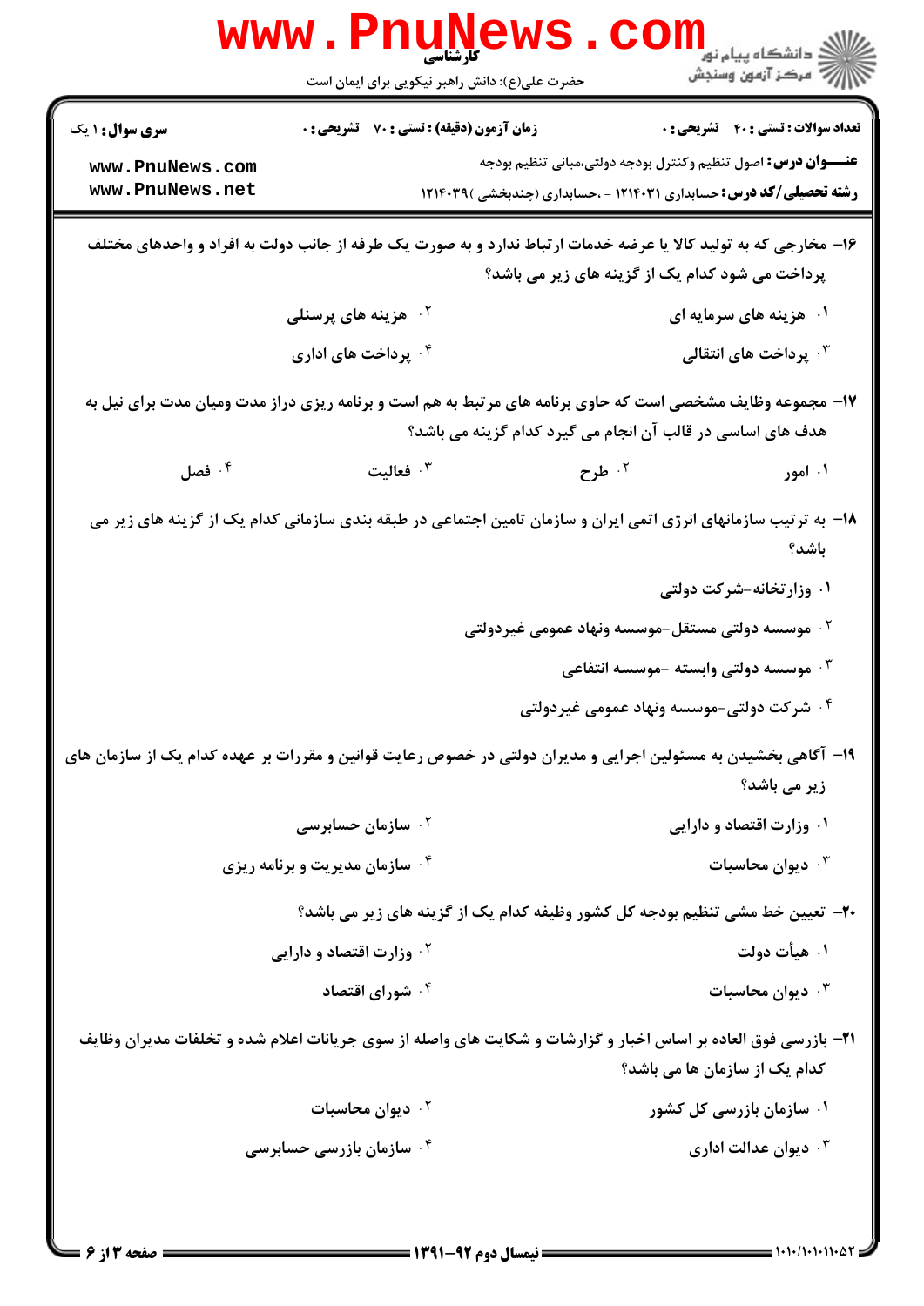۱۶- مخارجی که به تولید کالا یا عرضه خدمات ارتباط ندارد و به صورت یک طرفه از جانب دولت به افراد و واحدهای مختلف پرداخت می شود کدام یک از گزینه های زیر می باشد؟

۱. هزینه های سرمایه ای
۲. هزینه های پرسنلی
۳. پرداخت های انتقالی
۴. پرداخت های اداری

۱۷- مجموعه وظایف مشخصی است که حاوی برنامه های مرتبط به هم است و برنامه ریزی دراز مدت ومیان مدت برای نیل به هدف های اساسی در قالب آن انجام می گیرد کدام گزینه می باشد؟

۱. امور
۲. طرح
۳. فعالیت
۴. فصل

۱۸- به ترتیب سازمانهای انرژی اتمی ایران و سازمان تامین اجتماعی در طبقه بندی سازمانی کدام یک از گزینه های زیر می باشد؟

۱. وزارتخانه-شرکت دولتی
۲. موسسه دولتی مستقل-موسسه ونهاد عمومی غیردولتی
۳. موسسه دولتی وابسته -موسسه انتفاعی
۴. شرکت دولتی-موسسه ونهاد عمومی غیردولتی

۱۹- آگاهی بخشیدن به مسئولین اجرایی و مدیران دولتی در خصوص رعایت قوانین و مقررات بر عهده کدام یک از سازمان های زیر می باشد؟

۱. وزارت اقتصاد و دارایی
۲. سازمان حسابرسی
۳. دیوان محاسبات
۴. سازمان مدیریت و برنامه ریزی

۲۰- تعیین خط مشی تنظیم بودجه کل کشور وظیفه کدام یک از گزینه های زیر می باشد؟

۱. هیأت دولت
۲. وزارت اقتصاد و دارایی
۳. دیوان محاسبات
۴. شورای اقتصاد

۲۱- بازرسی فوق العاده بر اساس اخبار و گزارشات و شکایت های واصله از سوی جریانات اعلام شده و تخلفات مدیران وظایف کدام یک از سازمان ها می باشد؟

۱. سازمان بازرسی کل کشور
۲. دیوان محاسبات
۳. دیوان عدالت اداری
۴. سازمان بازرسی حسابرسی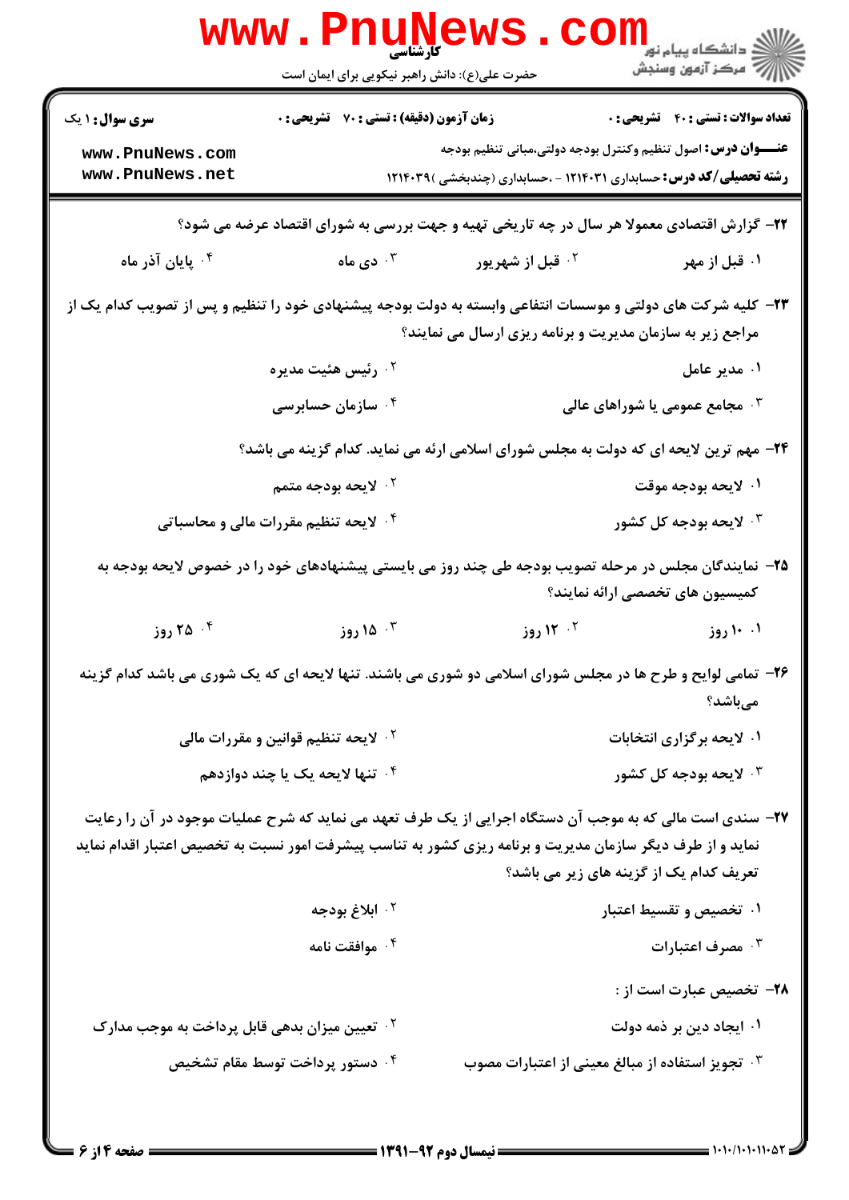**سری سوال:** ۱ یک | **زمان آزمون (دقیقه) : تستی : ۷۰ تشریحی : ۰** | **تعداد سوالات : تستی : ۴۰ تشریحی : ۰**

**عنـــوان درس:** اصول تنظیم وکنترل بودجه دولتی،مبانی تنظیم بودجه

**رشته تحصیلی/کد درس:** حسابداری ۱۲۱۴۰۳۱ - ،حسابداری (چندبخشی )۱۲۱۴۰۳۹

۲۲- گزارش اقتصادی معمولا هر سال در چه تاریخی تهیه و جهت بررسی به شورای اقتصاد عرضه می شود؟

۱. قبل از مهر
۲. قبل از شهریور
۳. دی ماه
۴. پایان آذر ماه

۲۳- کلیه شرکت های دولتی و موسسات انتفاعی وابسته به دولت بودجه پیشنهادی خود را تنظیم و پس از تصویب کدام یک از مراجع زیر به سازمان مدیریت و برنامه ریزی ارسال می نمایند؟

۱. مدیر عامل
۲. رئیس هیئت مدیره
۳. مجامع عمومی یا شوراهای عالی
۴. سازمان حسابرسی

۲۴- مهم ترین لایحه ای که دولت به مجلس شورای اسلامی ارئه می نماید. کدام گزینه می باشد؟

۱. لایحه بودجه موقت
۲. لایحه بودجه متمم
۳. لایحه بودجه کل کشور
۴. لایحه تنظیم مقررات مالی و محاسباتی

۲۵- نمایندگان مجلس در مرحله تصویب بودجه طی چند روز می بایستی پیشنهادهای خود را در خصوص لایحه بودجه به کمیسیون های تخصصی ارائه نمایند؟

۱. ۱۰ روز
۲. ۱۲ روز
۳. ۱۵ روز
۴. ۲۵ روز

۲۶- تمامی لوایح و طرح ها در مجلس شورای اسلامی دو شوری می باشند. تنها لایحه ای که یک شوری می باشد کدام گزینه می‌باشد؟

۱. لایحه برگزاری انتخابات
۲. لایحه تنظیم قوانین و مقررات مالی
۳. لایحه بودجه کل کشور
۴. تنها لایحه یک یا چند دوازدهم

۲۷- سندی است مالی که به موجب آن دستگاه اجرایی از یک طرف تعهد می نماید که شرح عملیات موجود در آن را رعایت نماید و از طرف دیگر سازمان مدیریت و برنامه ریزی کشور به تناسب پیشرفت امور نسبت به تخصیص اعتبار اقدام نماید تعریف کدام یک از گزینه های زیر می باشد؟

۱. تخصیص و تقسیط اعتبار
۲. ابلاغ بودجه
۳. مصرف اعتبارات
۴. موافقت نامه

۲۸- تخصیص عبارت است از :

۱. ایجاد دین بر ذمه دولت
۲. تعیین میزان بدهی قابل پرداخت به موجب مدارک
۳. تجویز استفاده از مبالغ معینی از اعتبارات مصوب
۴. دستور پرداخت توسط مقام تشخیص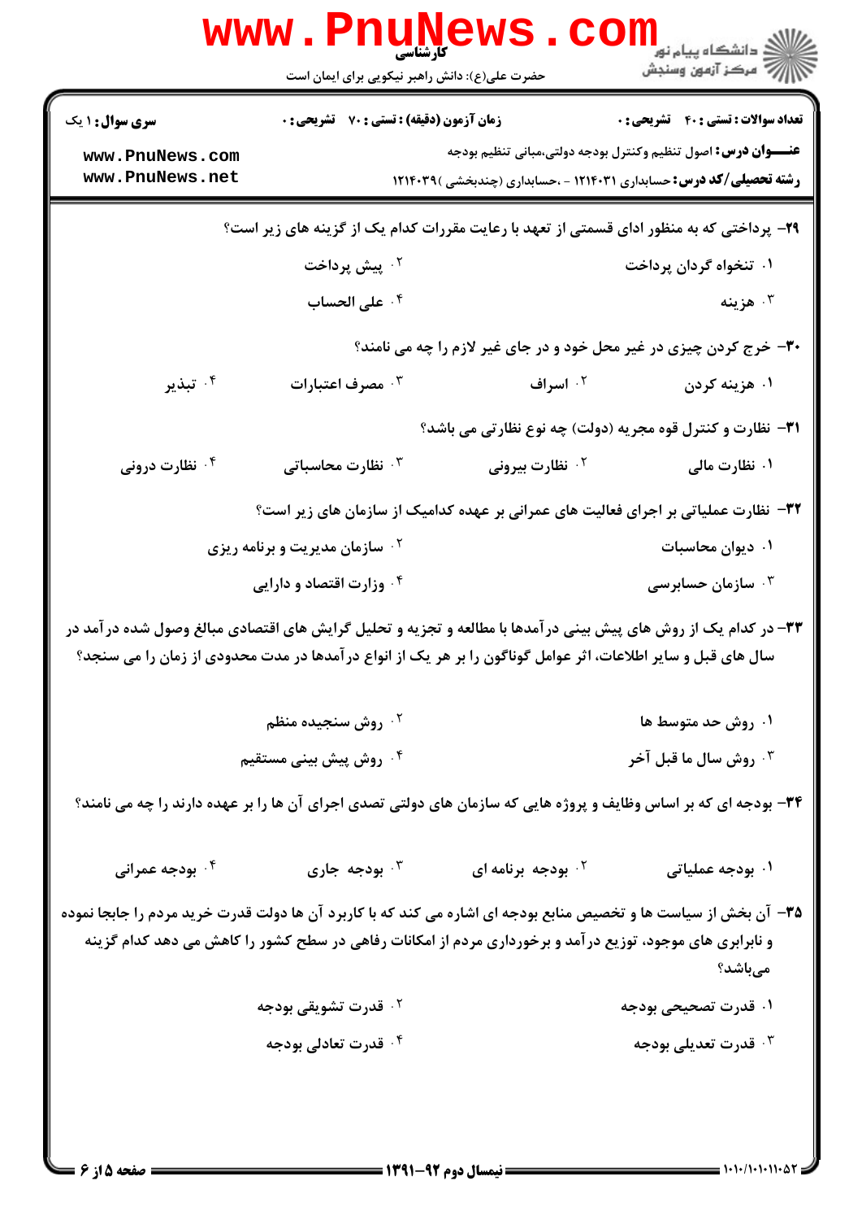**۲۹-** پرداختی که به منظور ادای قسمتی از تعهد با رعایت مقررات کدام یک از گزینه های زیر است؟

۱. تنخواه گردان پرداخت
۲. پیش پرداخت
۳. هزینه
۴. علی الحساب

**۳۰-** خرج کردن چیزی در غیر محل خود و در جای غیر لازم را چه می نامند؟

۱. هزینه کردن
۲. اسراف
۳. مصرف اعتبارات
۴. تبذیر

**۳۱-** نظارت و کنترل قوه مجریه (دولت) چه نوع نظارتی می باشد؟

۱. نظارت مالی
۲. نظارت بیرونی
۳. نظارت محاسباتی
۴. نظارت درونی

**۳۲-** نظارت عملیاتی بر اجرای فعالیت های عمرانی بر عهده کدامیک از سازمان های زیر است؟

۱. دیوان محاسبات
۲. سازمان مدیریت و برنامه ریزی
۳. سازمان حسابرسی
۴. وزارت اقتصاد و دارایی

**۳۳-** در کدام یک از روش های پیش بینی درآمدها با مطالعه و تجزیه و تحلیل گرایش های اقتصادی مبالغ وصول شده درآمد در سال های قبل و سایر اطلاعات، اثر عوامل گوناگون را بر هر یک از انواع درآمدها در مدت محدودی از زمان را می سنجد؟

۱. روش حد متوسط ها
۲. روش سنجیده منظم
۳. روش سال ما قبل آخر
۴. روش پیش بینی مستقیم

**۳۴-** بودجه ای که بر اساس وظایف و پروژه هایی که سازمان های دولتی تصدی اجرای آن ها را بر عهده دارند را چه می نامند؟

۱. بودجه عملیاتی
۲. بودجه برنامه ای
۳. بودجه جاری
۴. بودجه عمرانی

**۳۵-** آن بخش از سیاست ها و تخصیص منابع بودجه ای اشاره می کند که با کاربرد آن ها دولت قدرت خرید مردم را جابجا نموده و نابرابری های موجود، توزیع درآمد و برخورداری مردم از امکانات رفاهی در سطح کشور را کاهش می دهد کدام گزینه می‌باشد؟

۱. قدرت تصحیحی بودجه
۲. قدرت تشویقی بودجه
۳. قدرت تعدیلی بودجه
۴. قدرت تعادلی بودجه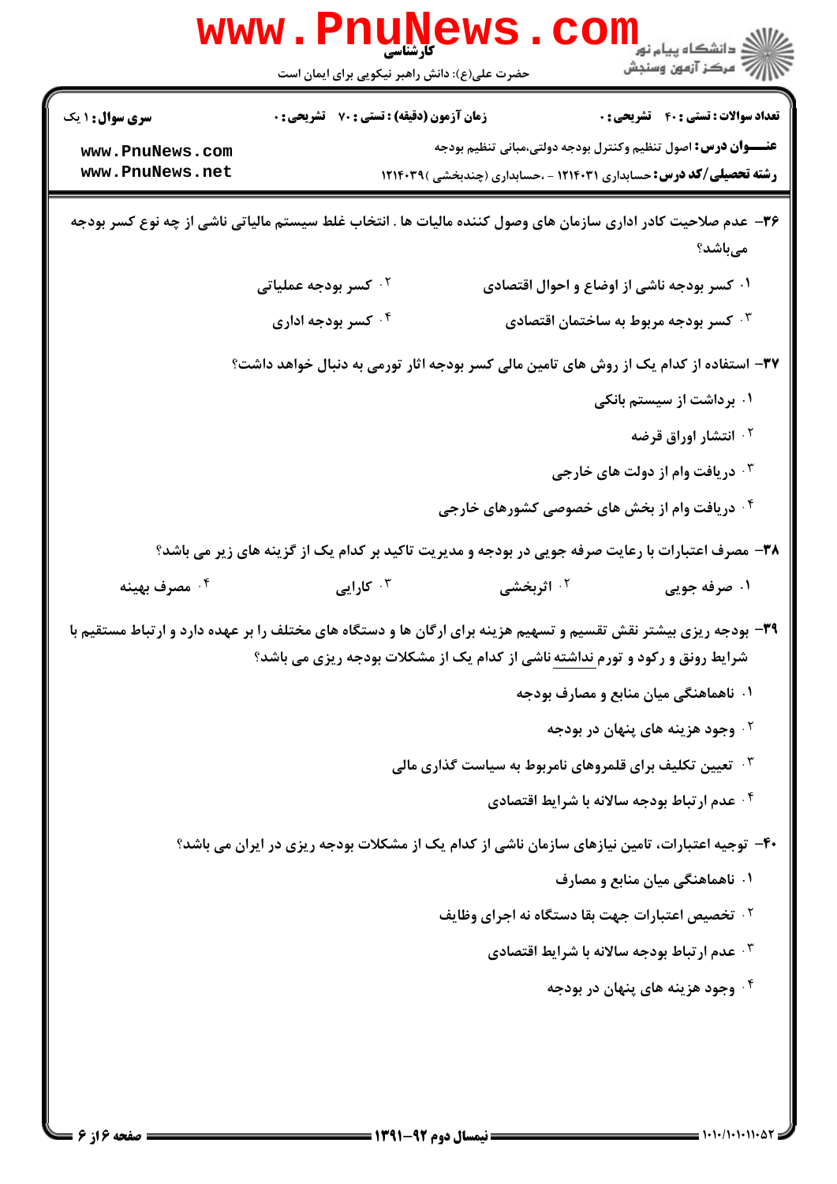۳۶- عدم صلاحیت کادر اداری سازمان های وصول کننده مالیات ها . انتخاب غلط سیستم مالیاتی ناشی از چه نوع کسر بودجه می‌باشد؟

۱. کسر بودجه ناشی از اوضاع و احوال اقتصادی

۲. کسر بودجه عملیاتی

۳. کسر بودجه مربوط به ساختمان اقتصادی

۴. کسر بودجه اداری

۳۷- استفاده از کدام یک از روش های تامین مالی کسر بودجه اثار تورمی به دنبال خواهد داشت؟

۱. برداشت از سیستم بانکی

۲. انتشار اوراق قرضه

۳. دریافت وام از دولت های خارجی

۴. دریافت وام از بخش های خصوصی کشورهای خارجی

۳۸- مصرف اعتبارات با رعایت صرفه جویی در بودجه و مدیریت تاکید بر کدام یک از گزینه های زیر می باشد؟

۱. صرفه جویی

۲. اثربخشی

۳. کارایی

۴. مصرف بهینه

۳۹- بودجه ریزی بیشتر نقش تقسیم و تسهیم هزینه برای ارگان ها و دستگاه های مختلف را بر عهده دارد و ارتباط مستقیم با شرایط رونق و رکود و تورم نداشته ناشی از کدام یک از مشکلات بودجه ریزی می باشد؟

۱. ناهماهنگی میان منابع و مصارف بودجه

۲. وجود هزینه های پنهان در بودجه

۳. تعیین تکلیف برای قلمروهای نامربوط به سیاست گذاری مالی

۴. عدم ارتباط بودجه سالانه با شرایط اقتصادی

۴۰- توجیه اعتبارات، تامین نیازهای سازمان ناشی از کدام یک از مشکلات بودجه ریزی در ایران می باشد؟

۱. ناهماهنگی میان منابع و مصارف

۲. تخصیص اعتبارات جهت بقا دستگاه نه اجرای وظایف

۳. عدم ارتباط بودجه سالانه با شرایط اقتصادی

۴. وجود هزینه های پنهان در بودجه